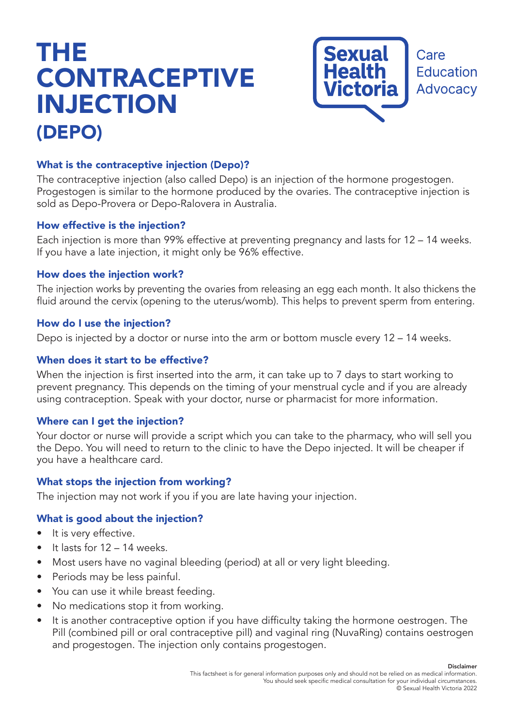# THE CONTRACEPTIVE INJECTION (DEPO)

Sexual Health Victoria — Care Education Advocacy

### What is the contraceptive injection (Depo)?

The contraceptive injection (also called Depo) is an injection of the hormone progestogen. Progestogen is similar to the hormone produced by the ovaries. The contraceptive injection is sold as Depo-Provera or Depo-Ralovera in Australia.

### How effective is the injection?

Each injection is more than 99% effective at preventing pregnancy and lasts for 12 – 14 weeks. If you have a late injection, it might only be 96% effective.

### How does the injection work?

The injection works by preventing the ovaries from releasing an egg each month. It also thickens the fluid around the cervix (opening to the uterus/womb). This helps to prevent sperm from entering.

### How do I use the injection?

Depo is injected by a doctor or nurse into the arm or bottom muscle every 12 – 14 weeks.

### When does it start to be effective?

When the injection is first inserted into the arm, it can take up to 7 days to start working to prevent pregnancy. This depends on the timing of your menstrual cycle and if you are already using contraception. Speak with your doctor, nurse or pharmacist for more information.

### Where can I get the injection?

Your doctor or nurse will provide a script which you can take to the pharmacy, who will sell you the Depo. You will need to return to the clinic to have the Depo injected. It will be cheaper if you have a healthcare card.

### What stops the injection from working?

The injection may not work if you if you are late having your injection.

### What is good about the injection?

- It is very effective.
- It lasts for 12 – 14 weeks.
- Most users have no vaginal bleeding (period) at all or very light bleeding.
- Periods may be less painful.
- You can use it while breast feeding.
- No medications stop it from working.
- It is another contraceptive option if you have difficulty taking the hormone oestrogen. The Pill (combined pill or oral contraceptive pill) and vaginal ring (NuvaRing) contains oestrogen and progestogen. The injection only contains progestogen.

**Disclaimer**
This factsheet is for general information purposes only and should not be relied on as medical information. You should seek specific medical consultation for your individual circumstances.
© Sexual Health Victoria 2022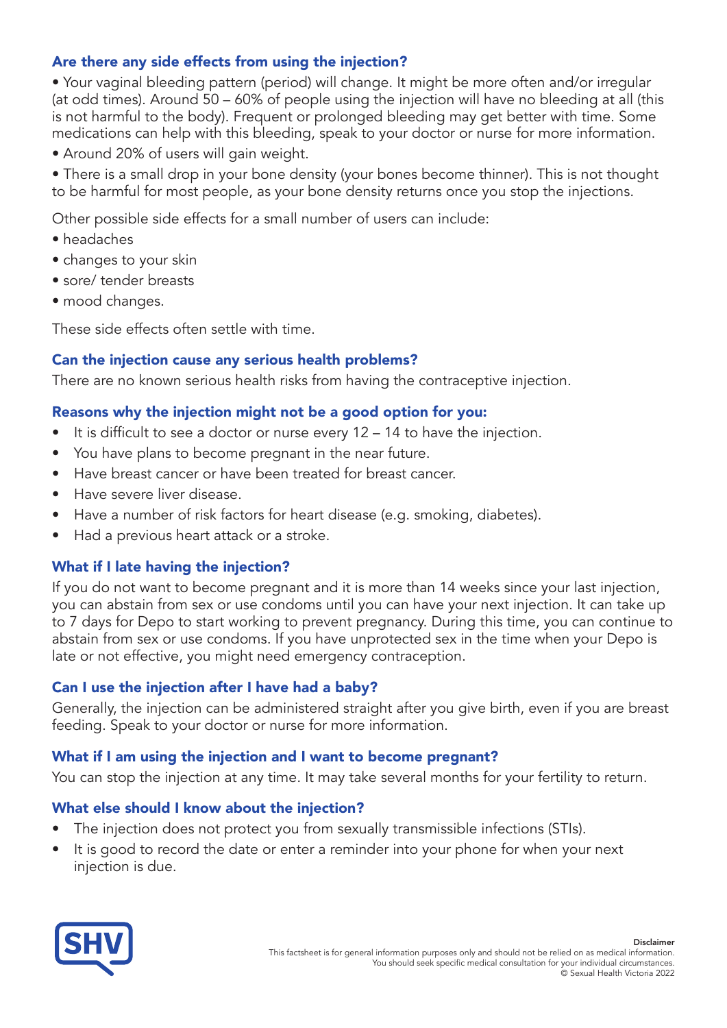### Are there any side effects from using the injection?

- Your vaginal bleeding pattern (period) will change. It might be more often and/or irregular (at odd times). Around 50 – 60% of people using the injection will have no bleeding at all (this is not harmful to the body). Frequent or prolonged bleeding may get better with time. Some medications can help with this bleeding, speak to your doctor or nurse for more information.
- Around 20% of users will gain weight.
- There is a small drop in your bone density (your bones become thinner). This is not thought to be harmful for most people, as your bone density returns once you stop the injections.

Other possible side effects for a small number of users can include:

- headaches
- changes to your skin
- sore/ tender breasts
- mood changes.

These side effects often settle with time.

### Can the injection cause any serious health problems?

There are no known serious health risks from having the contraceptive injection.

### Reasons why the injection might not be a good option for you:

- It is difficult to see a doctor or nurse every 12 – 14 to have the injection.
- You have plans to become pregnant in the near future.
- Have breast cancer or have been treated for breast cancer.
- Have severe liver disease.
- Have a number of risk factors for heart disease (e.g. smoking, diabetes).
- Had a previous heart attack or a stroke.

### What if I late having the injection?

If you do not want to become pregnant and it is more than 14 weeks since your last injection, you can abstain from sex or use condoms until you can have your next injection. It can take up to 7 days for Depo to start working to prevent pregnancy. During this time, you can continue to abstain from sex or use condoms. If you have unprotected sex in the time when your Depo is late or not effective, you might need emergency contraception.

### Can I use the injection after I have had a baby?

Generally, the injection can be administered straight after you give birth, even if you are breast feeding. Speak to your doctor or nurse for more information.

### What if I am using the injection and I want to become pregnant?

You can stop the injection at any time. It may take several months for your fertility to return.

### What else should I know about the injection?

- The injection does not protect you from sexually transmissible infections (STIs).
- It is good to record the date or enter a reminder into your phone for when your next injection is due.

SHV

**Disclaimer**
This factsheet is for general information purposes only and should not be relied on as medical information.
You should seek specific medical consultation for your individual circumstances.
© Sexual Health Victoria 2022